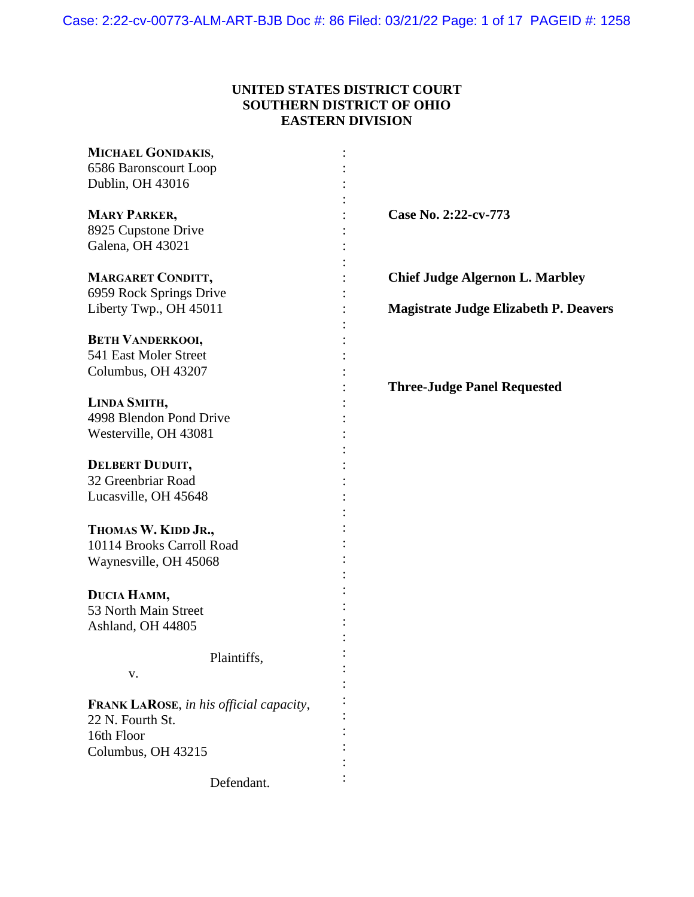**UNITED STATES DISTRICT COURT**
**SOUTHERN DISTRICT OF OHIO**
**EASTERN DIVISION**

**MICHAEL GONIDAKIS**,
6586 Baronscourt Loop
Dublin, OH 43016

**MARY PARKER,**
8925 Cupstone Drive
Galena, OH 43021

**MARGARET CONDITT,**
6959 Rock Springs Drive
Liberty Twp., OH 45011

**BETH VANDERKOOI,**
541 East Moler Street
Columbus, OH 43207

**LINDA SMITH,**
4998 Blendon Pond Drive
Westerville, OH 43081

**DELBERT DUDUIT,**
32 Greenbriar Road
Lucasville, OH 45648

**THOMAS W. KIDD JR.,**
10114 Brooks Carroll Road
Waynesville, OH 45068

**DUCIA HAMM,**
53 North Main Street
Ashland, OH 44805

Plaintiffs,

v.

**FRANK LAROSE**, *in his official capacity*,
22 N. Fourth St.
16th Floor
Columbus, OH 43215

Defendant.

**Case No. 2:22-cv-773**

**Chief Judge Algernon L. Marbley**

**Magistrate Judge Elizabeth P. Deavers**

**Three-Judge Panel Requested**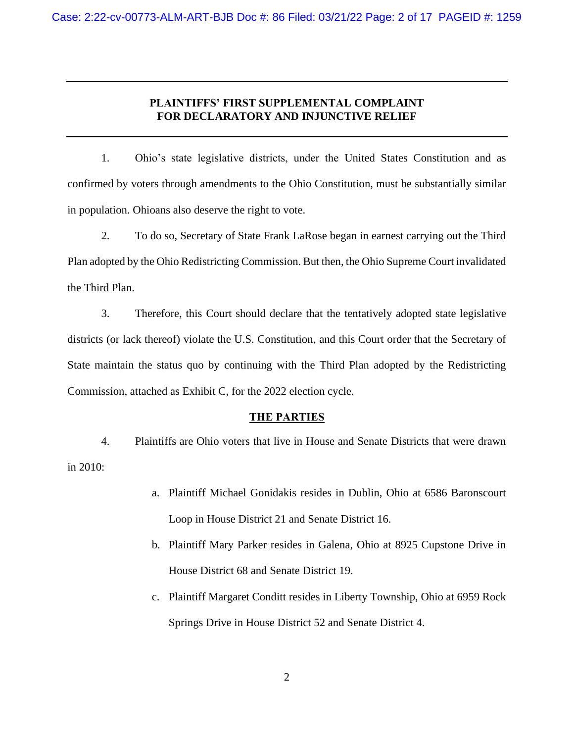## PLAINTIFFS' FIRST SUPPLEMENTAL COMPLAINT FOR DECLARATORY AND INJUNCTIVE RELIEF

1. Ohio's state legislative districts, under the United States Constitution and as confirmed by voters through amendments to the Ohio Constitution, must be substantially similar in population. Ohioans also deserve the right to vote.

2. To do so, Secretary of State Frank LaRose began in earnest carrying out the Third Plan adopted by the Ohio Redistricting Commission. But then, the Ohio Supreme Court invalidated the Third Plan.

3. Therefore, this Court should declare that the tentatively adopted state legislative districts (or lack thereof) violate the U.S. Constitution, and this Court order that the Secretary of State maintain the status quo by continuing with the Third Plan adopted by the Redistricting Commission, attached as Exhibit C, for the 2022 election cycle.

### THE PARTIES

4. Plaintiffs are Ohio voters that live in House and Senate Districts that were drawn in 2010:

   a. Plaintiff Michael Gonidakis resides in Dublin, Ohio at 6586 Baronscourt Loop in House District 21 and Senate District 16.

   b. Plaintiff Mary Parker resides in Galena, Ohio at 8925 Cupstone Drive in House District 68 and Senate District 19.

   c. Plaintiff Margaret Conditt resides in Liberty Township, Ohio at 6959 Rock Springs Drive in House District 52 and Senate District 4.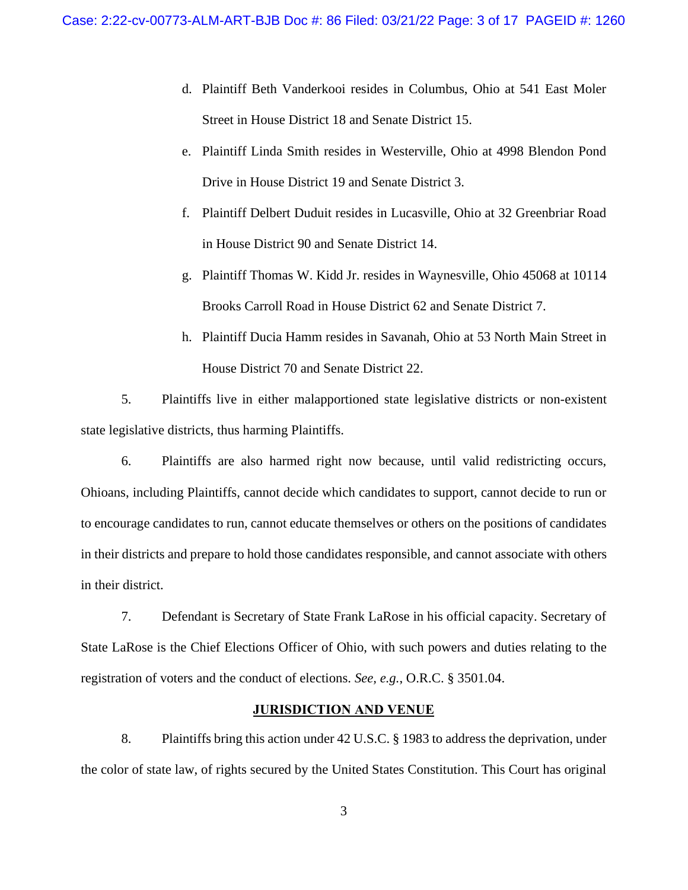d. Plaintiff Beth Vanderkooi resides in Columbus, Ohio at 541 East Moler Street in House District 18 and Senate District 15.

e. Plaintiff Linda Smith resides in Westerville, Ohio at 4998 Blendon Pond Drive in House District 19 and Senate District 3.

f. Plaintiff Delbert Duduit resides in Lucasville, Ohio at 32 Greenbriar Road in House District 90 and Senate District 14.

g. Plaintiff Thomas W. Kidd Jr. resides in Waynesville, Ohio 45068 at 10114 Brooks Carroll Road in House District 62 and Senate District 7.

h. Plaintiff Ducia Hamm resides in Savanah, Ohio at 53 North Main Street in House District 70 and Senate District 22.

5. Plaintiffs live in either malapportioned state legislative districts or non-existent state legislative districts, thus harming Plaintiffs.

6. Plaintiffs are also harmed right now because, until valid redistricting occurs, Ohioans, including Plaintiffs, cannot decide which candidates to support, cannot decide to run or to encourage candidates to run, cannot educate themselves or others on the positions of candidates in their districts and prepare to hold those candidates responsible, and cannot associate with others in their district.

7. Defendant is Secretary of State Frank LaRose in his official capacity. Secretary of State LaRose is the Chief Elections Officer of Ohio, with such powers and duties relating to the registration of voters and the conduct of elections. *See, e.g.*, O.R.C. § 3501.04.

## JURISDICTION AND VENUE

8. Plaintiffs bring this action under 42 U.S.C. § 1983 to address the deprivation, under the color of state law, of rights secured by the United States Constitution. This Court has original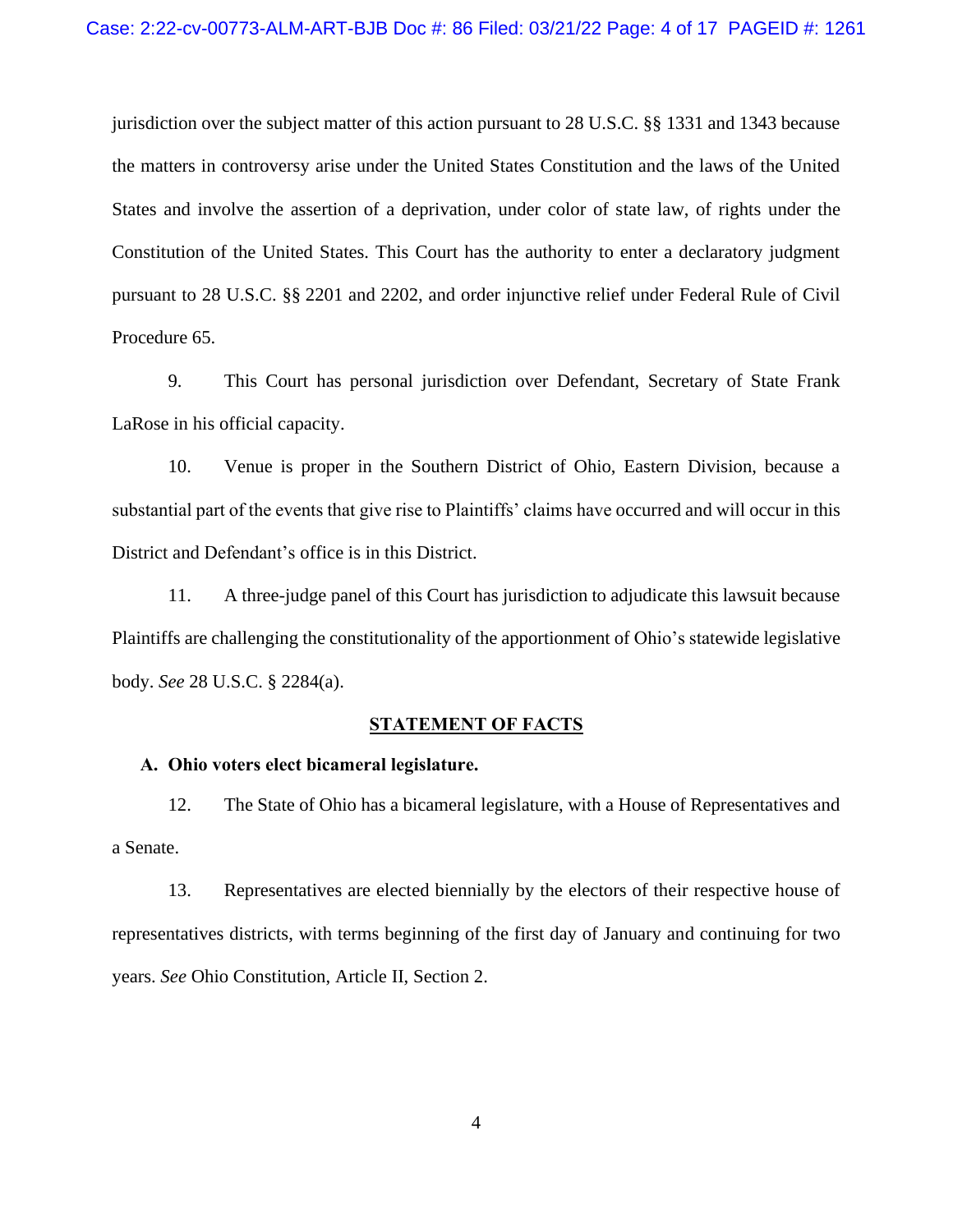jurisdiction over the subject matter of this action pursuant to 28 U.S.C. §§ 1331 and 1343 because the matters in controversy arise under the United States Constitution and the laws of the United States and involve the assertion of a deprivation, under color of state law, of rights under the Constitution of the United States. This Court has the authority to enter a declaratory judgment pursuant to 28 U.S.C. §§ 2201 and 2202, and order injunctive relief under Federal Rule of Civil Procedure 65.

9. This Court has personal jurisdiction over Defendant, Secretary of State Frank LaRose in his official capacity.

10. Venue is proper in the Southern District of Ohio, Eastern Division, because a substantial part of the events that give rise to Plaintiffs' claims have occurred and will occur in this District and Defendant's office is in this District.

11. A three-judge panel of this Court has jurisdiction to adjudicate this lawsuit because Plaintiffs are challenging the constitutionality of the apportionment of Ohio's statewide legislative body. *See* 28 U.S.C. § 2284(a).

## STATEMENT OF FACTS

### A. Ohio voters elect bicameral legislature.

12. The State of Ohio has a bicameral legislature, with a House of Representatives and a Senate.

13. Representatives are elected biennially by the electors of their respective house of representatives districts, with terms beginning of the first day of January and continuing for two years. *See* Ohio Constitution, Article II, Section 2.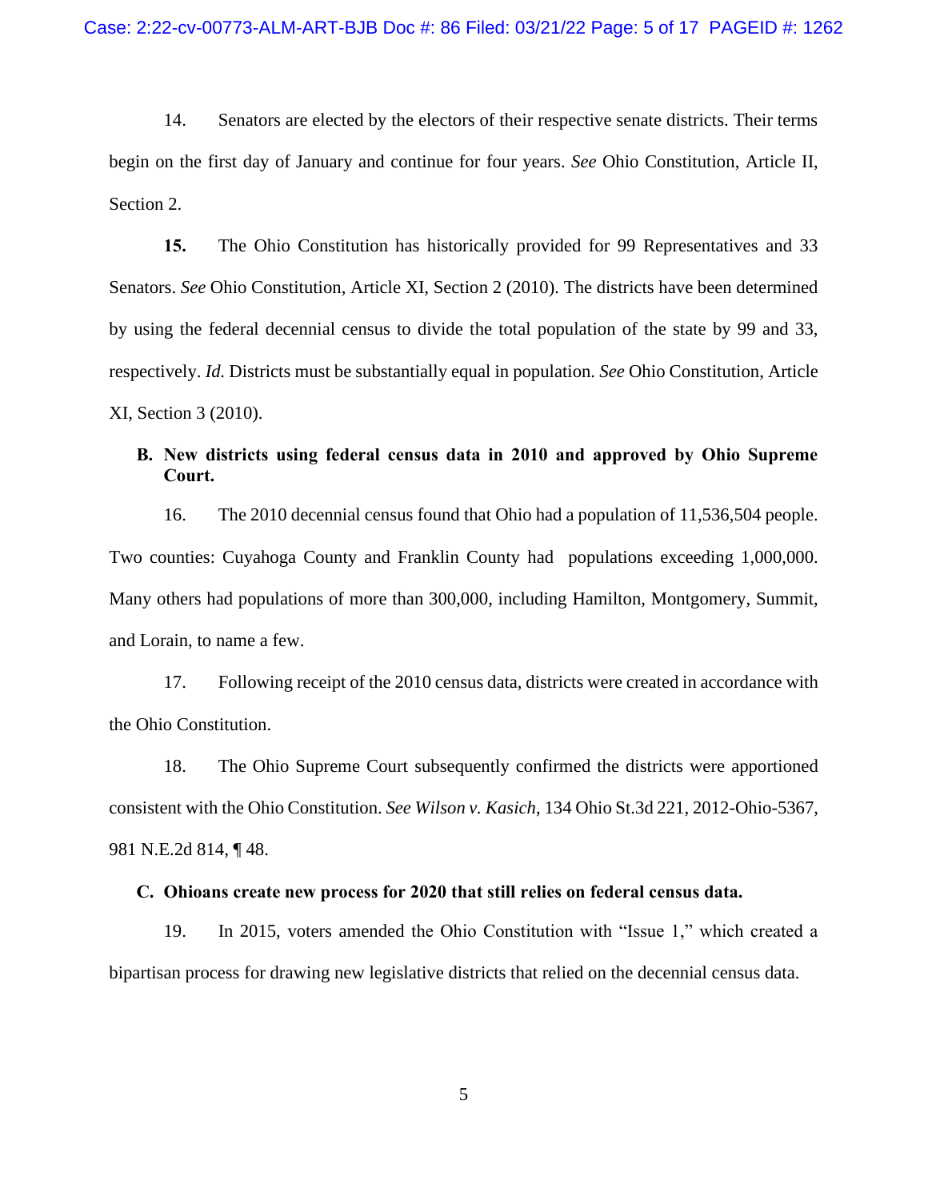14. Senators are elected by the electors of their respective senate districts. Their terms begin on the first day of January and continue for four years. *See* Ohio Constitution, Article II, Section 2.

**15.** The Ohio Constitution has historically provided for 99 Representatives and 33 Senators. *See* Ohio Constitution, Article XI, Section 2 (2010). The districts have been determined by using the federal decennial census to divide the total population of the state by 99 and 33, respectively. *Id.* Districts must be substantially equal in population. *See* Ohio Constitution, Article XI, Section 3 (2010).

### B. New districts using federal census data in 2010 and approved by Ohio Supreme Court.

16. The 2010 decennial census found that Ohio had a population of 11,536,504 people. Two counties: Cuyahoga County and Franklin County had populations exceeding 1,000,000. Many others had populations of more than 300,000, including Hamilton, Montgomery, Summit, and Lorain, to name a few.

17. Following receipt of the 2010 census data, districts were created in accordance with the Ohio Constitution.

18. The Ohio Supreme Court subsequently confirmed the districts were apportioned consistent with the Ohio Constitution. *See Wilson v. Kasich*, 134 Ohio St.3d 221, 2012-Ohio-5367, 981 N.E.2d 814, ¶ 48.

### C. Ohioans create new process for 2020 that still relies on federal census data.

19. In 2015, voters amended the Ohio Constitution with "Issue 1," which created a bipartisan process for drawing new legislative districts that relied on the decennial census data.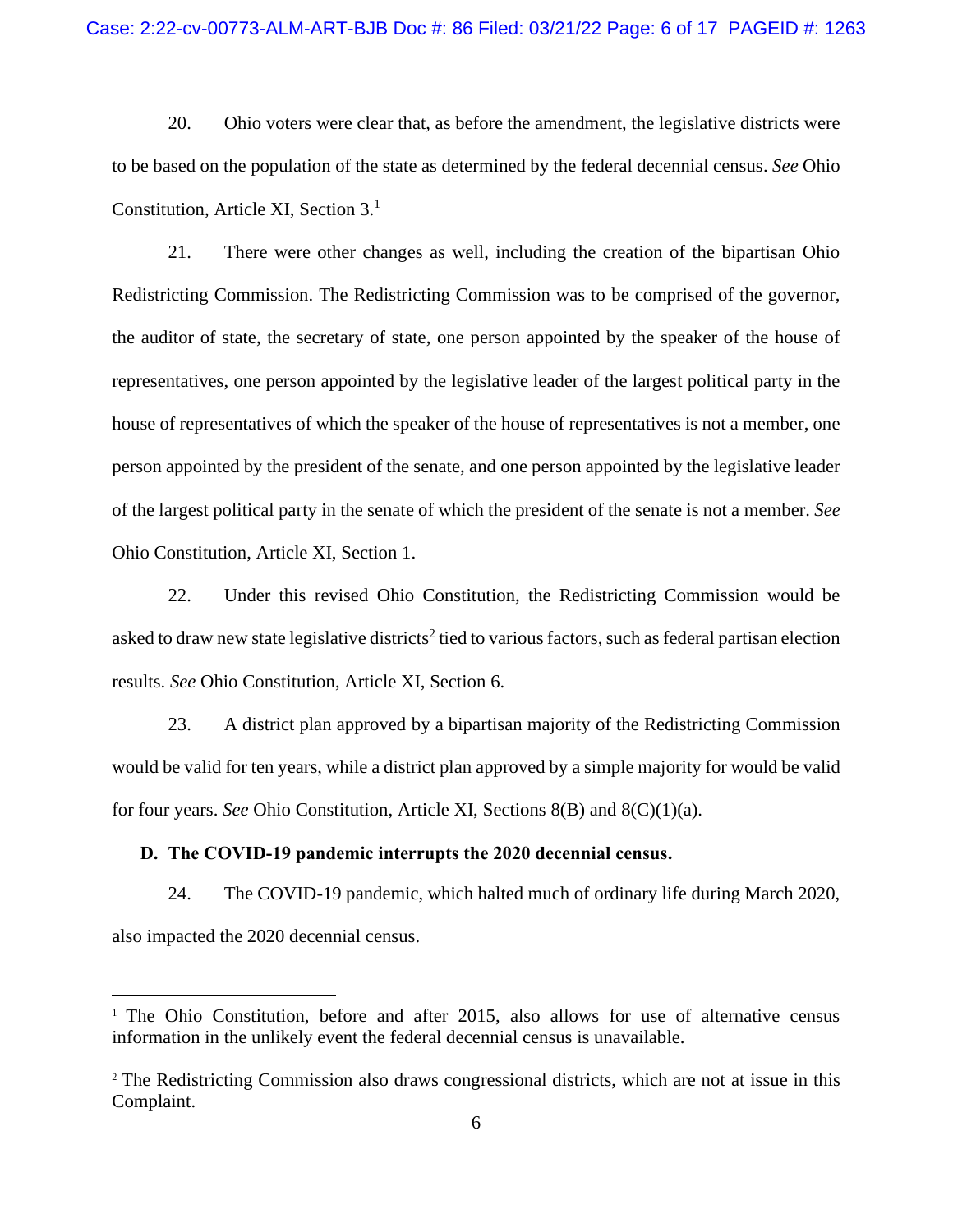20. Ohio voters were clear that, as before the amendment, the legislative districts were to be based on the population of the state as determined by the federal decennial census. *See* Ohio Constitution, Article XI, Section 3.[1]

21. There were other changes as well, including the creation of the bipartisan Ohio Redistricting Commission. The Redistricting Commission was to be comprised of the governor, the auditor of state, the secretary of state, one person appointed by the speaker of the house of representatives, one person appointed by the legislative leader of the largest political party in the house of representatives of which the speaker of the house of representatives is not a member, one person appointed by the president of the senate, and one person appointed by the legislative leader of the largest political party in the senate of which the president of the senate is not a member. *See* Ohio Constitution, Article XI, Section 1.

22. Under this revised Ohio Constitution, the Redistricting Commission would be asked to draw new state legislative districts[2] tied to various factors, such as federal partisan election results. *See* Ohio Constitution, Article XI, Section 6.

23. A district plan approved by a bipartisan majority of the Redistricting Commission would be valid for ten years, while a district plan approved by a simple majority for would be valid for four years. *See* Ohio Constitution, Article XI, Sections 8(B) and 8(C)(1)(a).

**D. The COVID-19 pandemic interrupts the 2020 decennial census.**

24. The COVID-19 pandemic, which halted much of ordinary life during March 2020, also impacted the 2020 decennial census.

---

[1] The Ohio Constitution, before and after 2015, also allows for use of alternative census information in the unlikely event the federal decennial census is unavailable.

[2] The Redistricting Commission also draws congressional districts, which are not at issue in this Complaint.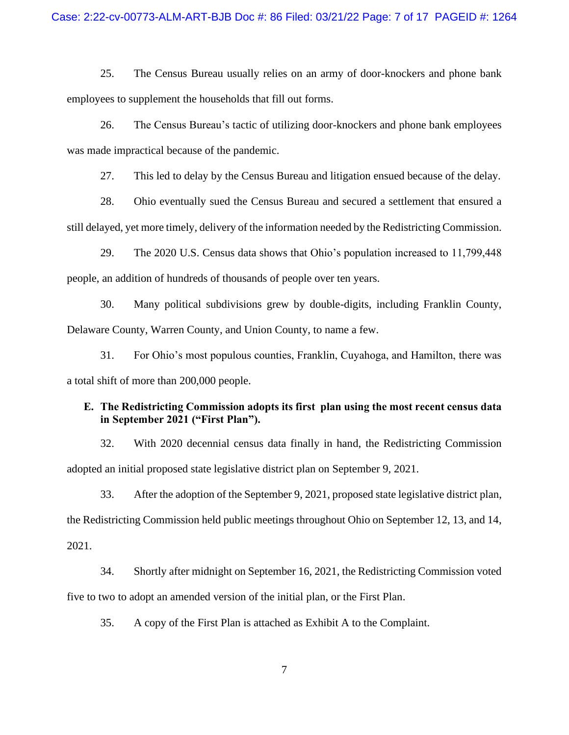25. The Census Bureau usually relies on an army of door-knockers and phone bank employees to supplement the households that fill out forms.

26. The Census Bureau's tactic of utilizing door-knockers and phone bank employees was made impractical because of the pandemic.

27. This led to delay by the Census Bureau and litigation ensued because of the delay.

28. Ohio eventually sued the Census Bureau and secured a settlement that ensured a still delayed, yet more timely, delivery of the information needed by the Redistricting Commission.

29. The 2020 U.S. Census data shows that Ohio's population increased to 11,799,448 people, an addition of hundreds of thousands of people over ten years.

30. Many political subdivisions grew by double-digits, including Franklin County, Delaware County, Warren County, and Union County, to name a few.

31. For Ohio's most populous counties, Franklin, Cuyahoga, and Hamilton, there was a total shift of more than 200,000 people.

### E. The Redistricting Commission adopts its first plan using the most recent census data in September 2021 ("First Plan").

32. With 2020 decennial census data finally in hand, the Redistricting Commission adopted an initial proposed state legislative district plan on September 9, 2021.

33. After the adoption of the September 9, 2021, proposed state legislative district plan, the Redistricting Commission held public meetings throughout Ohio on September 12, 13, and 14, 2021.

34. Shortly after midnight on September 16, 2021, the Redistricting Commission voted five to two to adopt an amended version of the initial plan, or the First Plan.

35. A copy of the First Plan is attached as Exhibit A to the Complaint.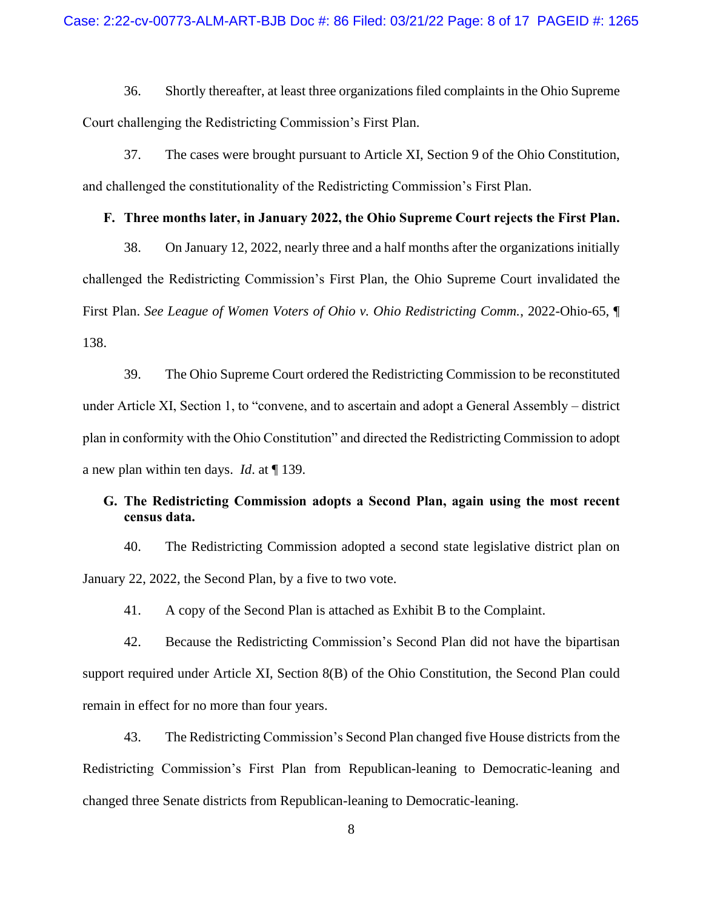36. Shortly thereafter, at least three organizations filed complaints in the Ohio Supreme Court challenging the Redistricting Commission's First Plan.

37. The cases were brought pursuant to Article XI, Section 9 of the Ohio Constitution, and challenged the constitutionality of the Redistricting Commission's First Plan.

**F. Three months later, in January 2022, the Ohio Supreme Court rejects the First Plan.**

38. On January 12, 2022, nearly three and a half months after the organizations initially challenged the Redistricting Commission's First Plan, the Ohio Supreme Court invalidated the First Plan. *See League of Women Voters of Ohio v. Ohio Redistricting Comm.*, 2022-Ohio-65, ¶ 138.

39. The Ohio Supreme Court ordered the Redistricting Commission to be reconstituted under Article XI, Section 1, to "convene, and to ascertain and adopt a General Assembly – district plan in conformity with the Ohio Constitution" and directed the Redistricting Commission to adopt a new plan within ten days. *Id*. at ¶ 139.

**G. The Redistricting Commission adopts a Second Plan, again using the most recent census data.**

40. The Redistricting Commission adopted a second state legislative district plan on January 22, 2022, the Second Plan, by a five to two vote.

41. A copy of the Second Plan is attached as Exhibit B to the Complaint.

42. Because the Redistricting Commission's Second Plan did not have the bipartisan support required under Article XI, Section 8(B) of the Ohio Constitution, the Second Plan could remain in effect for no more than four years.

43. The Redistricting Commission's Second Plan changed five House districts from the Redistricting Commission's First Plan from Republican-leaning to Democratic-leaning and changed three Senate districts from Republican-leaning to Democratic-leaning.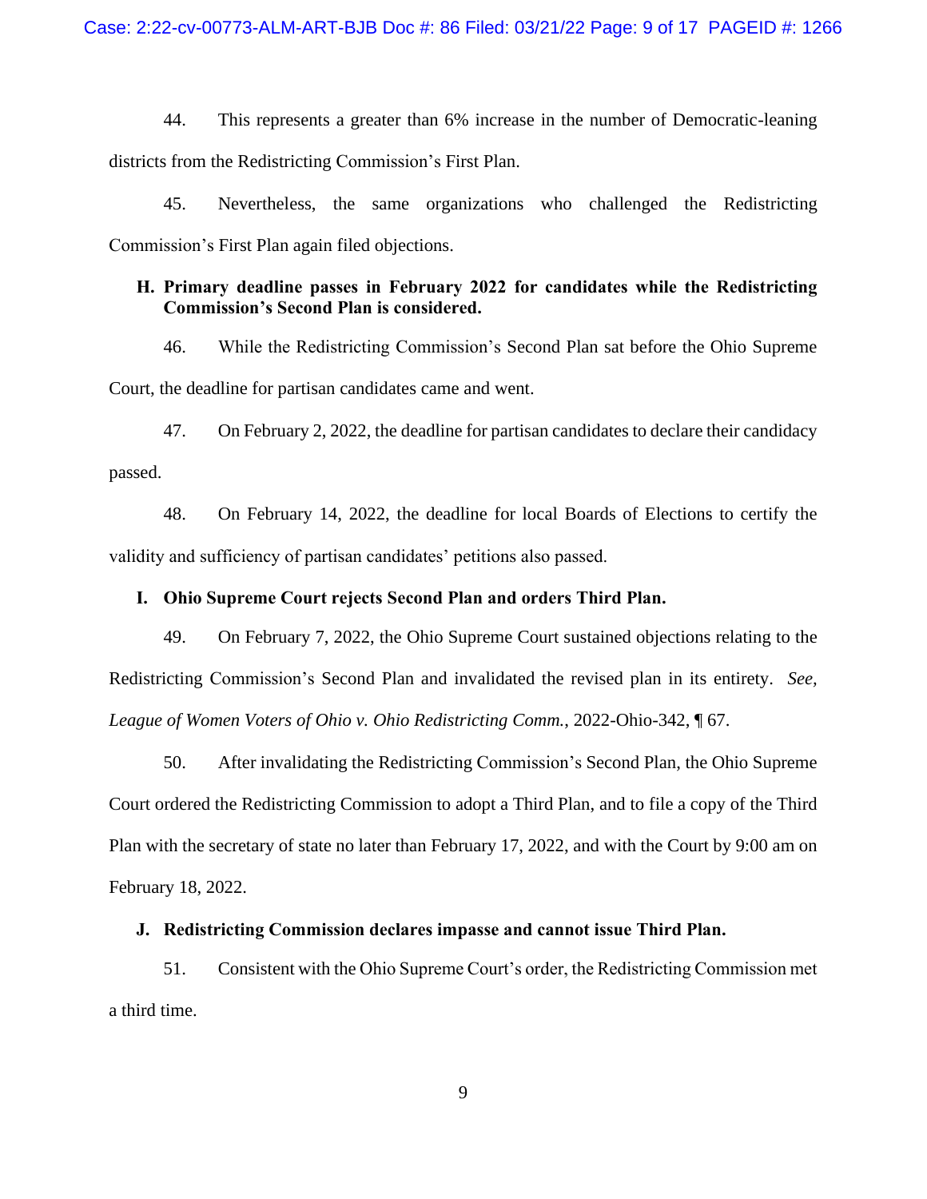44. This represents a greater than 6% increase in the number of Democratic-leaning districts from the Redistricting Commission's First Plan.

45. Nevertheless, the same organizations who challenged the Redistricting Commission's First Plan again filed objections.

### H. Primary deadline passes in February 2022 for candidates while the Redistricting Commission's Second Plan is considered.

46. While the Redistricting Commission's Second Plan sat before the Ohio Supreme Court, the deadline for partisan candidates came and went.

47. On February 2, 2022, the deadline for partisan candidates to declare their candidacy passed.

48. On February 14, 2022, the deadline for local Boards of Elections to certify the validity and sufficiency of partisan candidates' petitions also passed.

### I. Ohio Supreme Court rejects Second Plan and orders Third Plan.

49. On February 7, 2022, the Ohio Supreme Court sustained objections relating to the Redistricting Commission's Second Plan and invalidated the revised plan in its entirety. *See, League of Women Voters of Ohio v. Ohio Redistricting Comm.*, 2022-Ohio-342, ¶ 67.

50. After invalidating the Redistricting Commission's Second Plan, the Ohio Supreme Court ordered the Redistricting Commission to adopt a Third Plan, and to file a copy of the Third Plan with the secretary of state no later than February 17, 2022, and with the Court by 9:00 am on February 18, 2022.

### J. Redistricting Commission declares impasse and cannot issue Third Plan.

51. Consistent with the Ohio Supreme Court's order, the Redistricting Commission met a third time.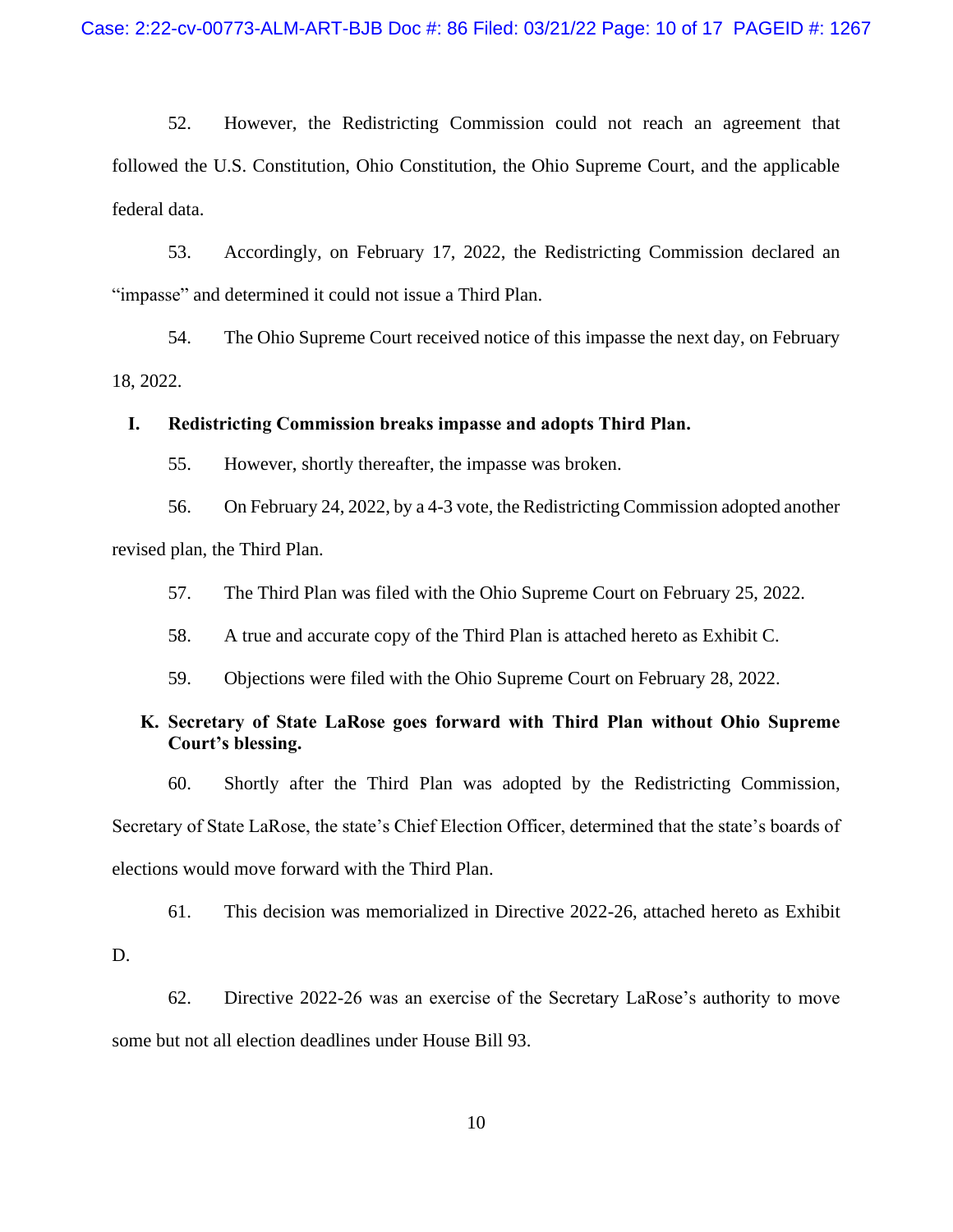52. However, the Redistricting Commission could not reach an agreement that followed the U.S. Constitution, Ohio Constitution, the Ohio Supreme Court, and the applicable federal data.

53. Accordingly, on February 17, 2022, the Redistricting Commission declared an "impasse" and determined it could not issue a Third Plan.

54. The Ohio Supreme Court received notice of this impasse the next day, on February 18, 2022.

**I. Redistricting Commission breaks impasse and adopts Third Plan.**

55. However, shortly thereafter, the impasse was broken.

56. On February 24, 2022, by a 4-3 vote, the Redistricting Commission adopted another revised plan, the Third Plan.

57. The Third Plan was filed with the Ohio Supreme Court on February 25, 2022.

58. A true and accurate copy of the Third Plan is attached hereto as Exhibit C.

59. Objections were filed with the Ohio Supreme Court on February 28, 2022.

**K. Secretary of State LaRose goes forward with Third Plan without Ohio Supreme Court's blessing.**

60. Shortly after the Third Plan was adopted by the Redistricting Commission, Secretary of State LaRose, the state's Chief Election Officer, determined that the state's boards of elections would move forward with the Third Plan.

61. This decision was memorialized in Directive 2022-26, attached hereto as Exhibit D.

62. Directive 2022-26 was an exercise of the Secretary LaRose's authority to move some but not all election deadlines under House Bill 93.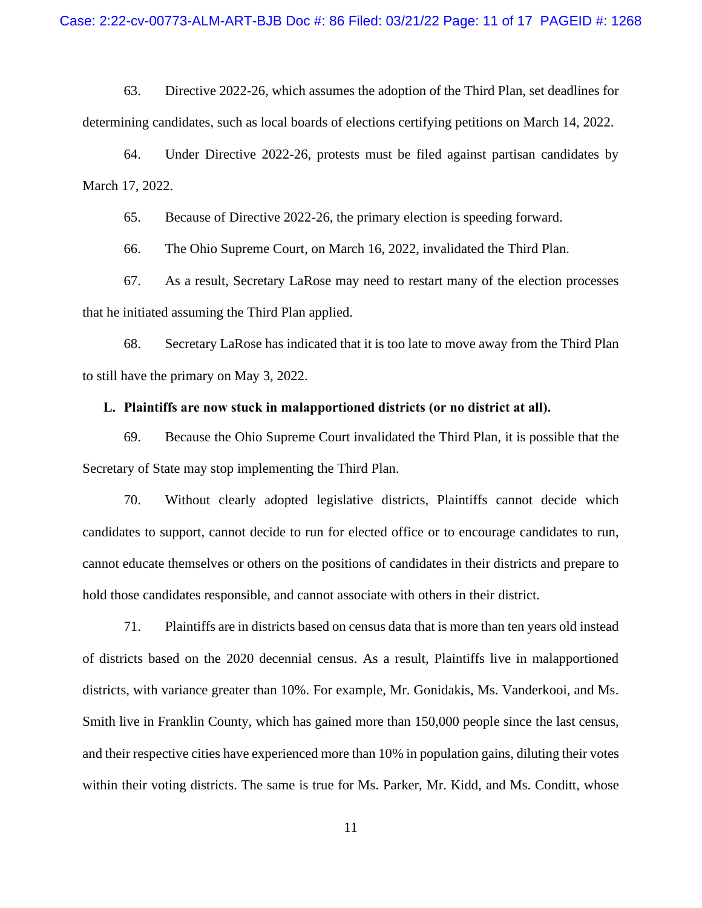63. Directive 2022-26, which assumes the adoption of the Third Plan, set deadlines for determining candidates, such as local boards of elections certifying petitions on March 14, 2022.

64. Under Directive 2022-26, protests must be filed against partisan candidates by March 17, 2022.

65. Because of Directive 2022-26, the primary election is speeding forward.

66. The Ohio Supreme Court, on March 16, 2022, invalidated the Third Plan.

67. As a result, Secretary LaRose may need to restart many of the election processes that he initiated assuming the Third Plan applied.

68. Secretary LaRose has indicated that it is too late to move away from the Third Plan to still have the primary on May 3, 2022.

**L. Plaintiffs are now stuck in malapportioned districts (or no district at all).**

69. Because the Ohio Supreme Court invalidated the Third Plan, it is possible that the Secretary of State may stop implementing the Third Plan.

70. Without clearly adopted legislative districts, Plaintiffs cannot decide which candidates to support, cannot decide to run for elected office or to encourage candidates to run, cannot educate themselves or others on the positions of candidates in their districts and prepare to hold those candidates responsible, and cannot associate with others in their district.

71. Plaintiffs are in districts based on census data that is more than ten years old instead of districts based on the 2020 decennial census. As a result, Plaintiffs live in malapportioned districts, with variance greater than 10%. For example, Mr. Gonidakis, Ms. Vanderkooi, and Ms. Smith live in Franklin County, which has gained more than 150,000 people since the last census, and their respective cities have experienced more than 10% in population gains, diluting their votes within their voting districts. The same is true for Ms. Parker, Mr. Kidd, and Ms. Conditt, whose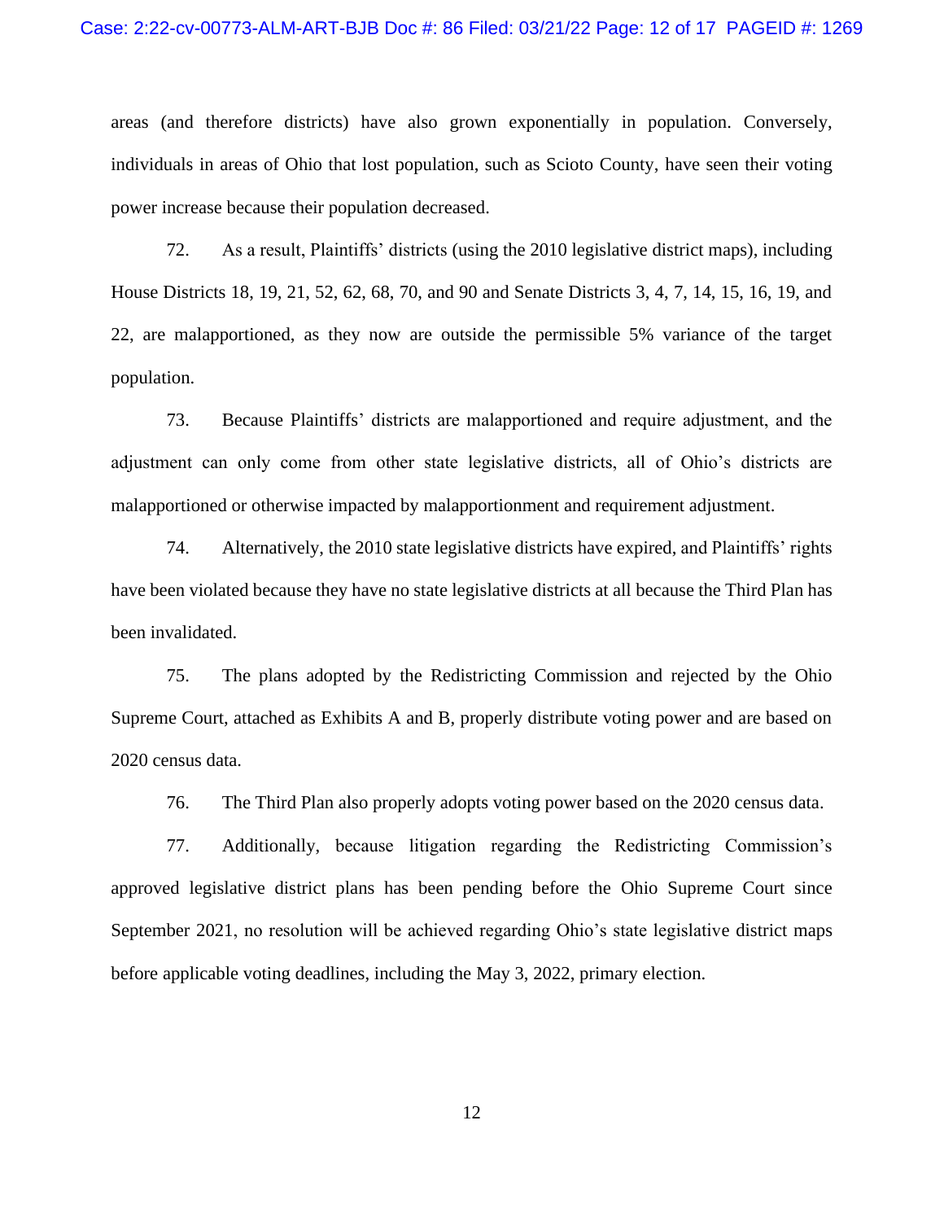areas (and therefore districts) have also grown exponentially in population. Conversely, individuals in areas of Ohio that lost population, such as Scioto County, have seen their voting power increase because their population decreased.

72. As a result, Plaintiffs' districts (using the 2010 legislative district maps), including House Districts 18, 19, 21, 52, 62, 68, 70, and 90 and Senate Districts 3, 4, 7, 14, 15, 16, 19, and 22, are malapportioned, as they now are outside the permissible 5% variance of the target population.

73. Because Plaintiffs' districts are malapportioned and require adjustment, and the adjustment can only come from other state legislative districts, all of Ohio's districts are malapportioned or otherwise impacted by malapportionment and requirement adjustment.

74. Alternatively, the 2010 state legislative districts have expired, and Plaintiffs' rights have been violated because they have no state legislative districts at all because the Third Plan has been invalidated.

75. The plans adopted by the Redistricting Commission and rejected by the Ohio Supreme Court, attached as Exhibits A and B, properly distribute voting power and are based on 2020 census data.

76. The Third Plan also properly adopts voting power based on the 2020 census data.

77. Additionally, because litigation regarding the Redistricting Commission's approved legislative district plans has been pending before the Ohio Supreme Court since September 2021, no resolution will be achieved regarding Ohio's state legislative district maps before applicable voting deadlines, including the May 3, 2022, primary election.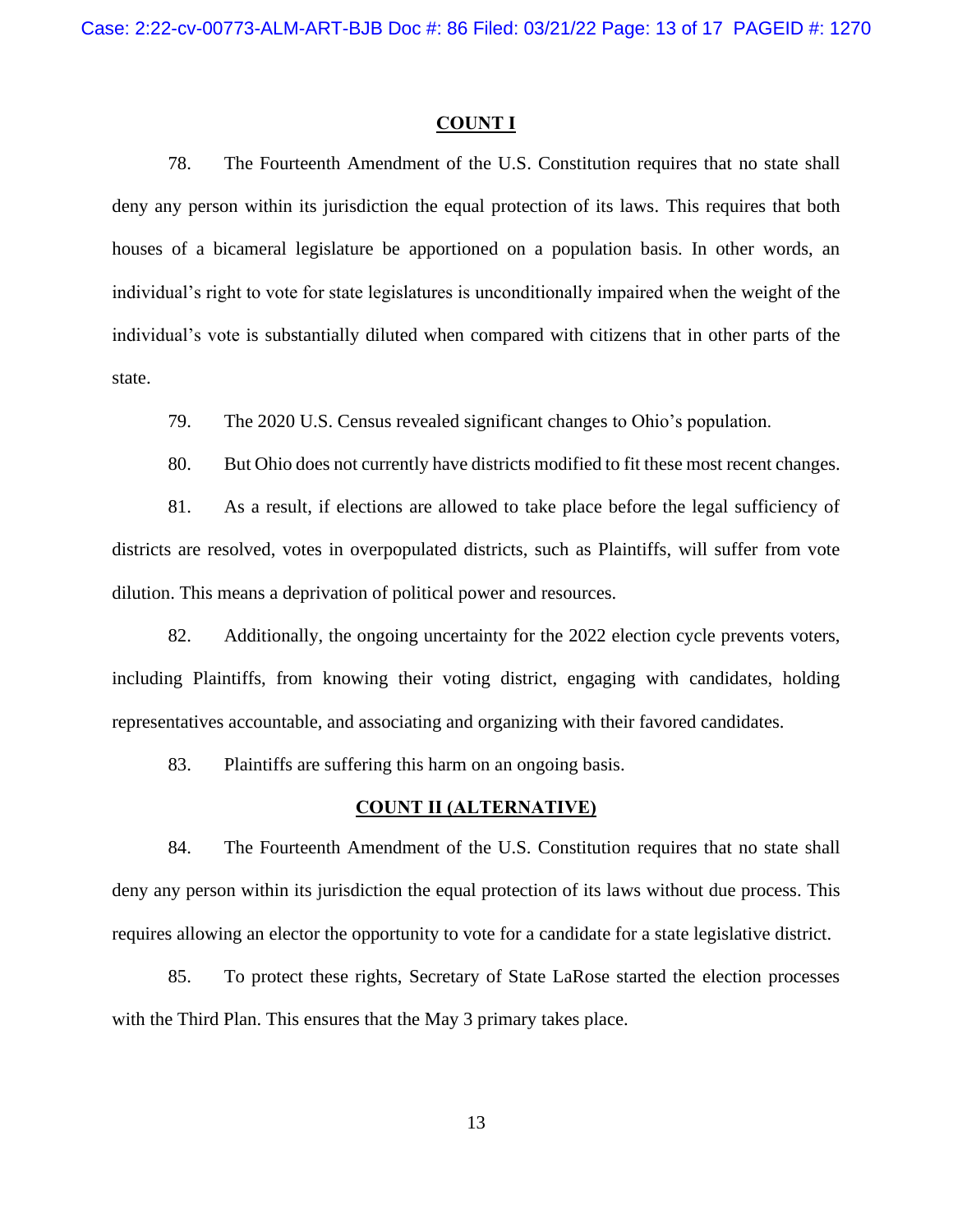**COUNT I**

78. The Fourteenth Amendment of the U.S. Constitution requires that no state shall deny any person within its jurisdiction the equal protection of its laws. This requires that both houses of a bicameral legislature be apportioned on a population basis. In other words, an individual's right to vote for state legislatures is unconditionally impaired when the weight of the individual's vote is substantially diluted when compared with citizens that in other parts of the state.

79. The 2020 U.S. Census revealed significant changes to Ohio's population.

80. But Ohio does not currently have districts modified to fit these most recent changes.

81. As a result, if elections are allowed to take place before the legal sufficiency of districts are resolved, votes in overpopulated districts, such as Plaintiffs, will suffer from vote dilution. This means a deprivation of political power and resources.

82. Additionally, the ongoing uncertainty for the 2022 election cycle prevents voters, including Plaintiffs, from knowing their voting district, engaging with candidates, holding representatives accountable, and associating and organizing with their favored candidates.

83. Plaintiffs are suffering this harm on an ongoing basis.

**COUNT II (ALTERNATIVE)**

84. The Fourteenth Amendment of the U.S. Constitution requires that no state shall deny any person within its jurisdiction the equal protection of its laws without due process. This requires allowing an elector the opportunity to vote for a candidate for a state legislative district.

85. To protect these rights, Secretary of State LaRose started the election processes with the Third Plan. This ensures that the May 3 primary takes place.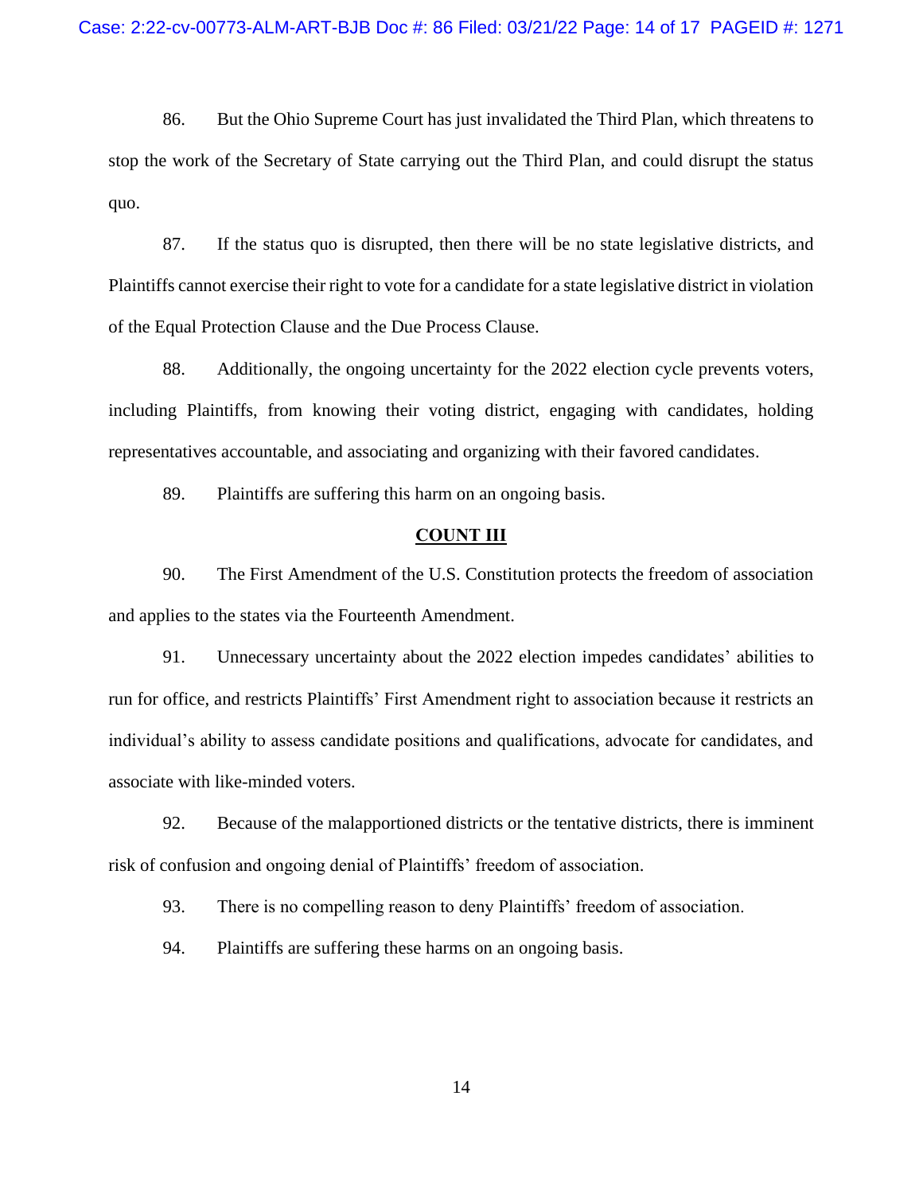86. But the Ohio Supreme Court has just invalidated the Third Plan, which threatens to stop the work of the Secretary of State carrying out the Third Plan, and could disrupt the status quo.

87. If the status quo is disrupted, then there will be no state legislative districts, and Plaintiffs cannot exercise their right to vote for a candidate for a state legislative district in violation of the Equal Protection Clause and the Due Process Clause.

88. Additionally, the ongoing uncertainty for the 2022 election cycle prevents voters, including Plaintiffs, from knowing their voting district, engaging with candidates, holding representatives accountable, and associating and organizing with their favored candidates.

89. Plaintiffs are suffering this harm on an ongoing basis.

## COUNT III

90. The First Amendment of the U.S. Constitution protects the freedom of association and applies to the states via the Fourteenth Amendment.

91. Unnecessary uncertainty about the 2022 election impedes candidates' abilities to run for office, and restricts Plaintiffs' First Amendment right to association because it restricts an individual's ability to assess candidate positions and qualifications, advocate for candidates, and associate with like-minded voters.

92. Because of the malapportioned districts or the tentative districts, there is imminent risk of confusion and ongoing denial of Plaintiffs' freedom of association.

93. There is no compelling reason to deny Plaintiffs' freedom of association.

94. Plaintiffs are suffering these harms on an ongoing basis.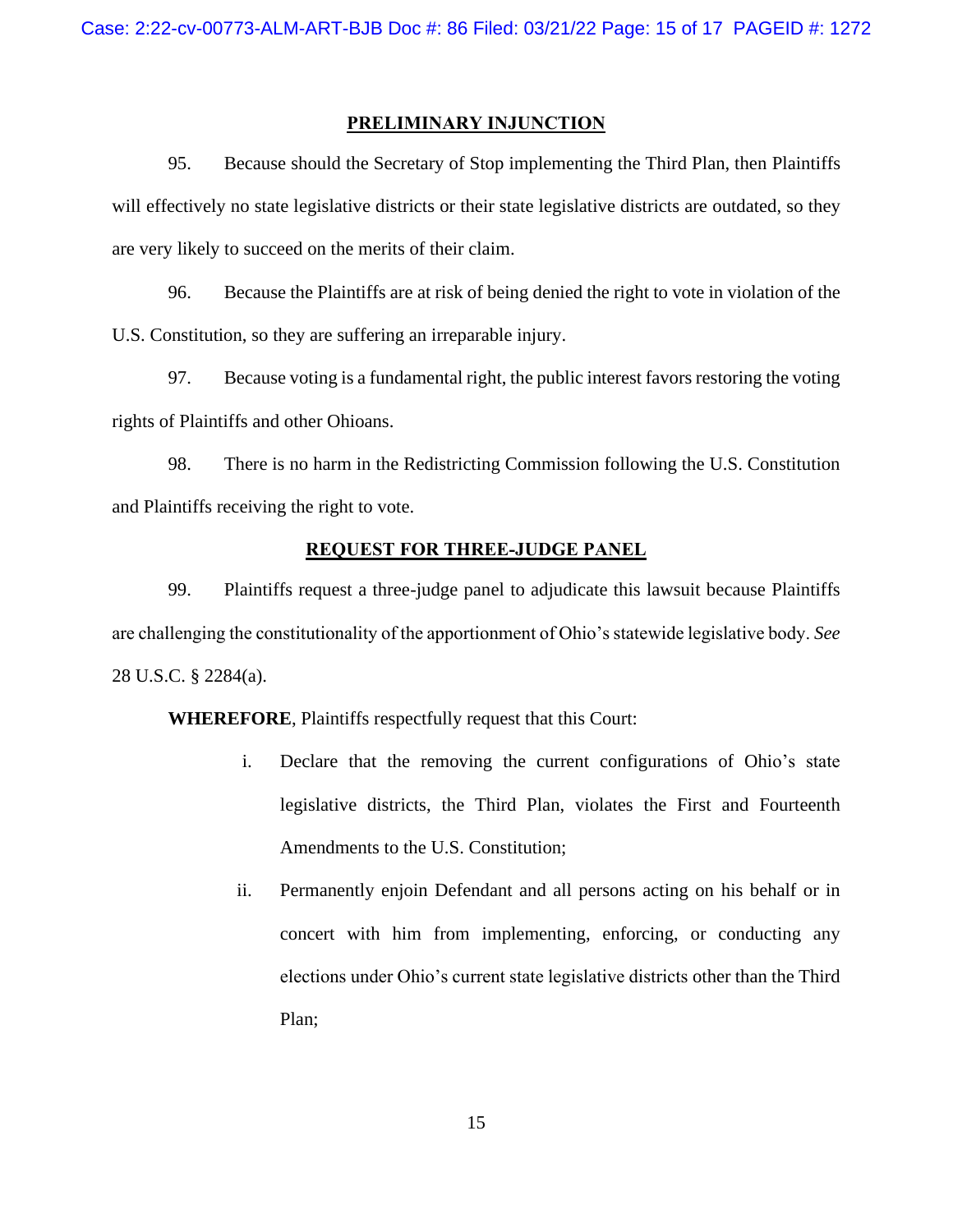## PRELIMINARY INJUNCTION

95. Because should the Secretary of Stop implementing the Third Plan, then Plaintiffs will effectively no state legislative districts or their state legislative districts are outdated, so they are very likely to succeed on the merits of their claim.

96. Because the Plaintiffs are at risk of being denied the right to vote in violation of the U.S. Constitution, so they are suffering an irreparable injury.

97. Because voting is a fundamental right, the public interest favors restoring the voting rights of Plaintiffs and other Ohioans.

98. There is no harm in the Redistricting Commission following the U.S. Constitution and Plaintiffs receiving the right to vote.

## REQUEST FOR THREE-JUDGE PANEL

99. Plaintiffs request a three-judge panel to adjudicate this lawsuit because Plaintiffs are challenging the constitutionality of the apportionment of Ohio's statewide legislative body. *See* 28 U.S.C. § 2284(a).

**WHEREFORE**, Plaintiffs respectfully request that this Court:

i. Declare that the removing the current configurations of Ohio's state legislative districts, the Third Plan, violates the First and Fourteenth Amendments to the U.S. Constitution;

ii. Permanently enjoin Defendant and all persons acting on his behalf or in concert with him from implementing, enforcing, or conducting any elections under Ohio's current state legislative districts other than the Third Plan;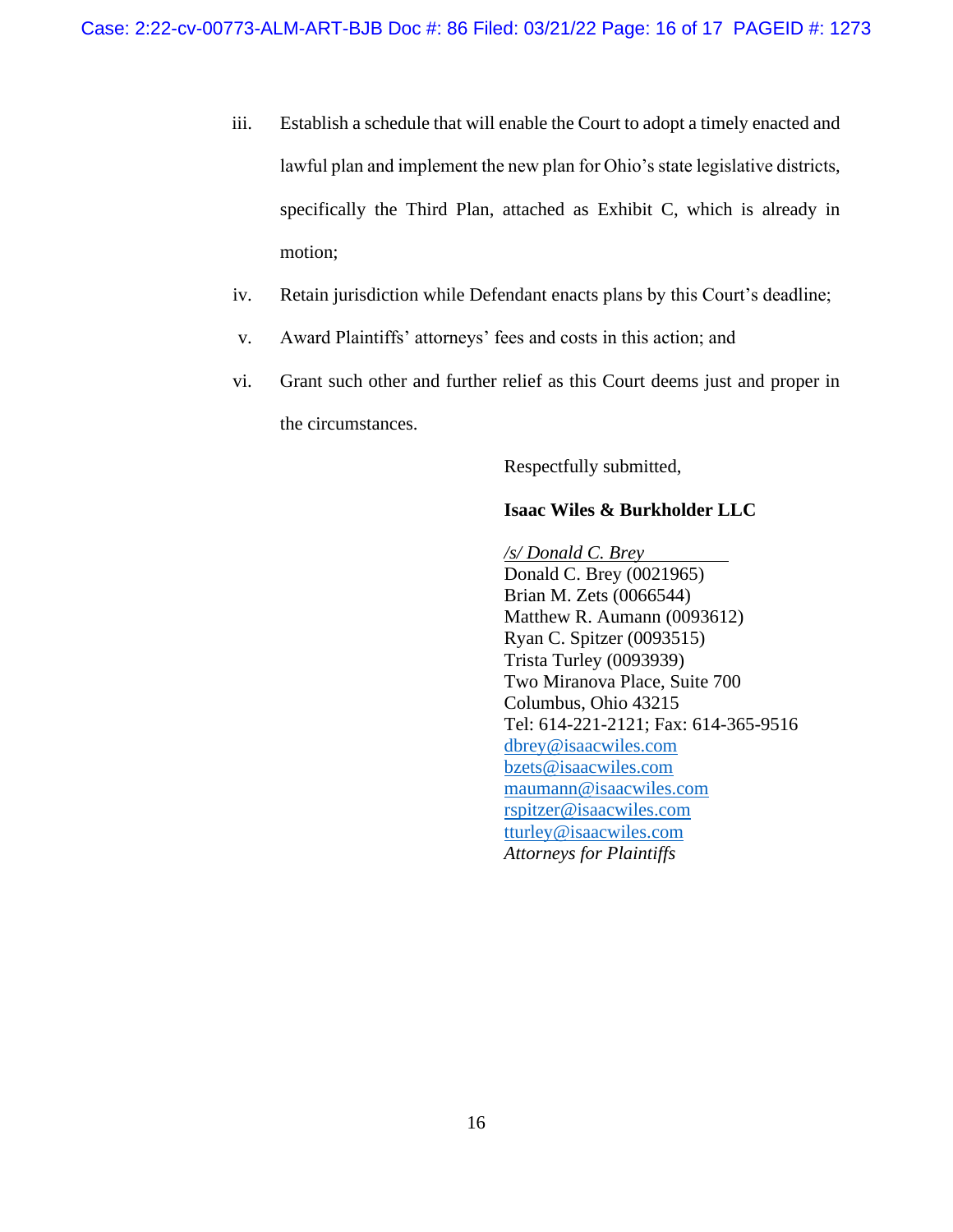iii. Establish a schedule that will enable the Court to adopt a timely enacted and lawful plan and implement the new plan for Ohio's state legislative districts, specifically the Third Plan, attached as Exhibit C, which is already in motion;

iv. Retain jurisdiction while Defendant enacts plans by this Court's deadline;

v. Award Plaintiffs' attorneys' fees and costs in this action; and

vi. Grant such other and further relief as this Court deems just and proper in the circumstances.

Respectfully submitted,

**Isaac Wiles & Burkholder LLC**

*/s/ Donald C. Brey*
Donald C. Brey (0021965)
Brian M. Zets (0066544)
Matthew R. Aumann (0093612)
Ryan C. Spitzer (0093515)
Trista Turley (0093939)
Two Miranova Place, Suite 700
Columbus, Ohio 43215
Tel: 614-221-2121; Fax: 614-365-9516
dbrey@isaacwiles.com
bzets@isaacwiles.com
maumann@isaacwiles.com
rspitzer@isaacwiles.com
tturley@isaacwiles.com
*Attorneys for Plaintiffs*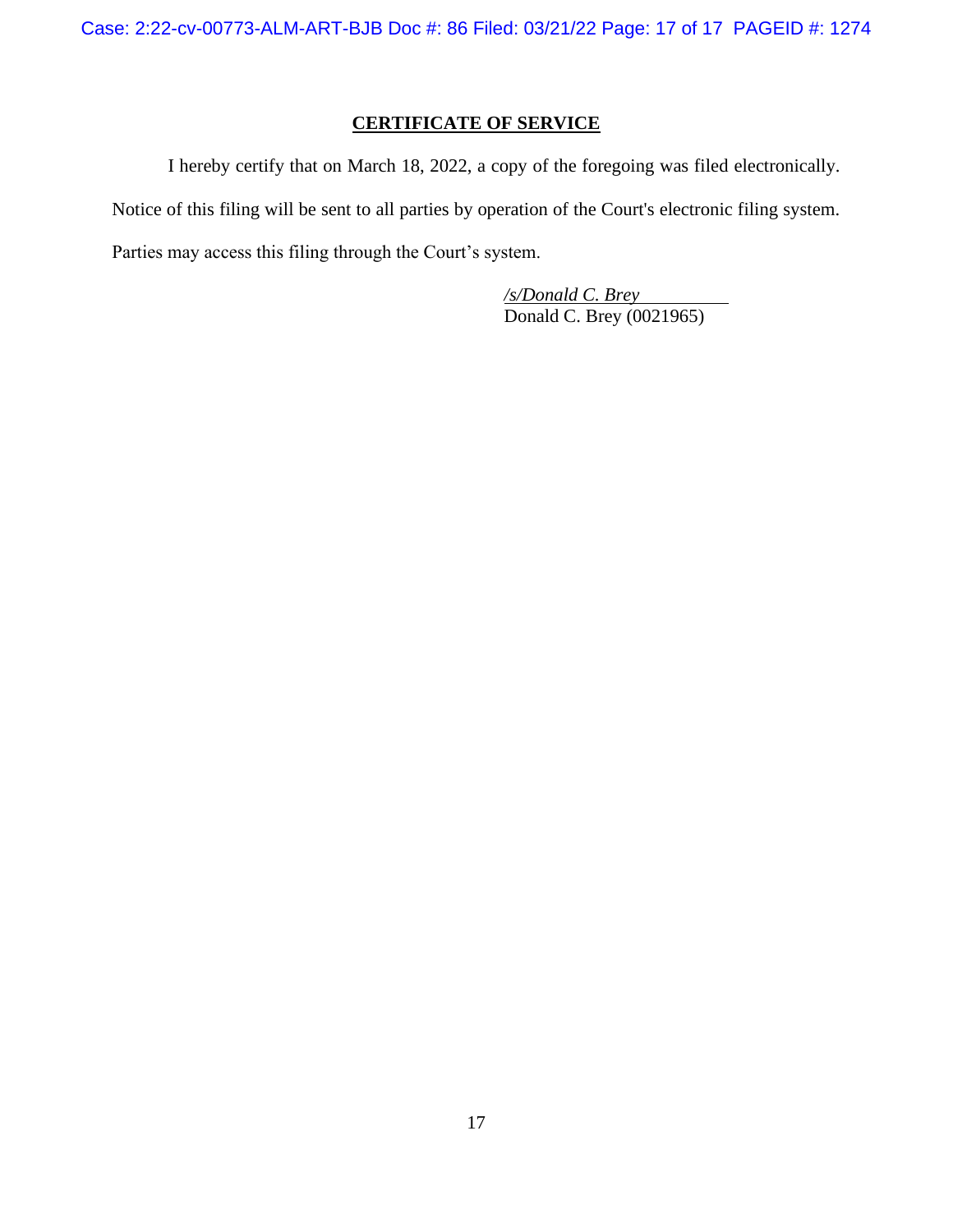## CERTIFICATE OF SERVICE

I hereby certify that on March 18, 2022, a copy of the foregoing was filed electronically. Notice of this filing will be sent to all parties by operation of the Court's electronic filing system. Parties may access this filing through the Court's system.

*/s/Donald C. Brey*
Donald C. Brey (0021965)